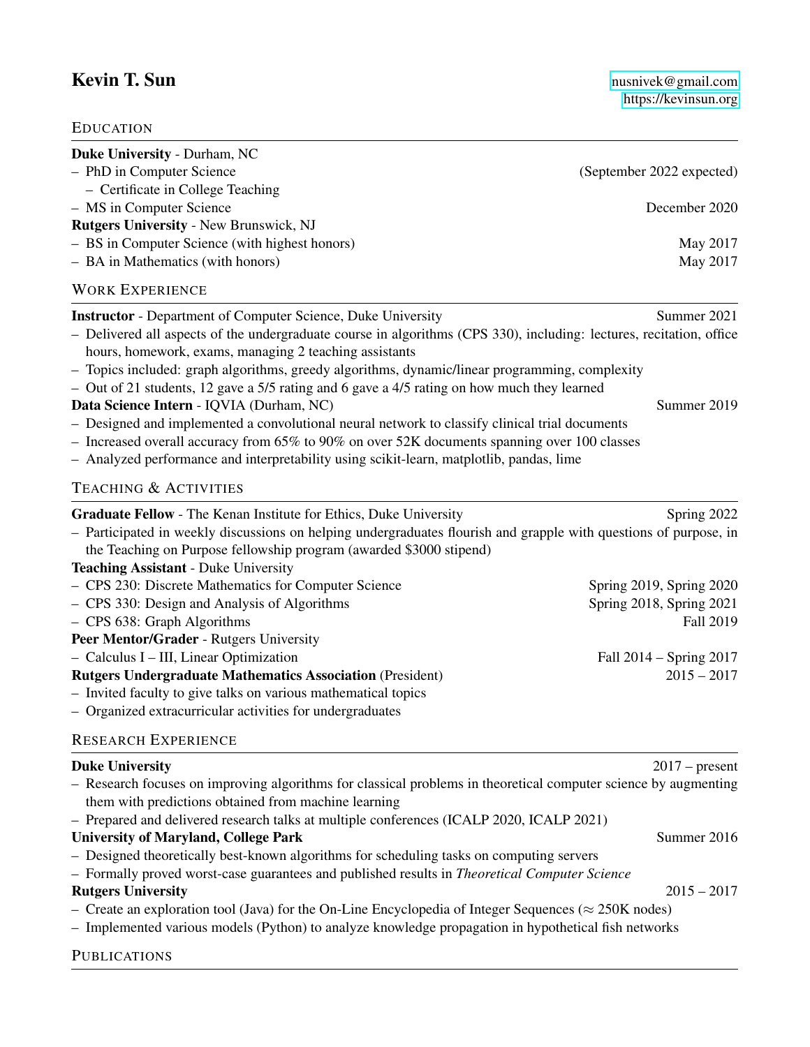# Kevin T. Sun

nusnivek@gmail.com
https://kevinsun.org

## Education

**Duke University** - Durham, NC
- PhD in Computer Science (September 2022 expected)
  - Certificate in College Teaching
- MS in Computer Science — December 2020

**Rutgers University** - New Brunswick, NJ
- BS in Computer Science (with highest honors) — May 2017
- BA in Mathematics (with honors) — May 2017

## Work Experience

**Instructor** - Department of Computer Science, Duke University — Summer 2021
- Delivered all aspects of the undergraduate course in algorithms (CPS 330), including: lectures, recitation, office hours, homework, exams, managing 2 teaching assistants
- Topics included: graph algorithms, greedy algorithms, dynamic/linear programming, complexity
- Out of 21 students, 12 gave a 5/5 rating and 6 gave a 4/5 rating on how much they learned

**Data Science Intern** - IQVIA (Durham, NC) — Summer 2019
- Designed and implemented a convolutional neural network to classify clinical trial documents
- Increased overall accuracy from 65% to 90% on over 52K documents spanning over 100 classes
- Analyzed performance and interpretability using scikit-learn, matplotlib, pandas, lime

## Teaching & Activities

**Graduate Fellow** - The Kenan Institute for Ethics, Duke University — Spring 2022
- Participated in weekly discussions on helping undergraduates flourish and grapple with questions of purpose, in the Teaching on Purpose fellowship program (awarded $3000 stipend)

**Teaching Assistant** - Duke University
- CPS 230: Discrete Mathematics for Computer Science — Spring 2019, Spring 2020
- CPS 330: Design and Analysis of Algorithms — Spring 2018, Spring 2021
- CPS 638: Graph Algorithms — Fall 2019

**Peer Mentor/Grader** - Rutgers University
- Calculus I – III, Linear Optimization — Fall 2014 – Spring 2017

**Rutgers Undergraduate Mathematics Association** (President) — 2015 – 2017
- Invited faculty to give talks on various mathematical topics
- Organized extracurricular activities for undergraduates

## Research Experience

**Duke University** — 2017 – present
- Research focuses on improving algorithms for classical problems in theoretical computer science by augmenting them with predictions obtained from machine learning
- Prepared and delivered research talks at multiple conferences (ICALP 2020, ICALP 2021)

**University of Maryland, College Park** — Summer 2016
- Designed theoretically best-known algorithms for scheduling tasks on computing servers
- Formally proved worst-case guarantees and published results in *Theoretical Computer Science*

**Rutgers University** — 2015 – 2017
- Create an exploration tool (Java) for the On-Line Encyclopedia of Integer Sequences ($\approx$ 250K nodes)
- Implemented various models (Python) to analyze knowledge propagation in hypothetical fish networks

## Publications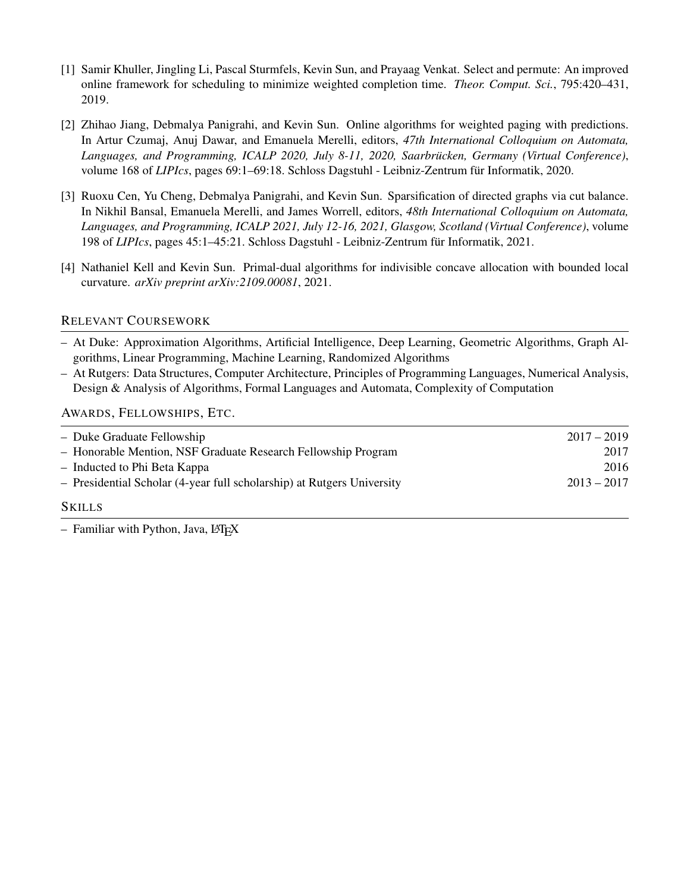[1] Samir Khuller, Jingling Li, Pascal Sturmfels, Kevin Sun, and Prayaag Venkat. Select and permute: An improved online framework for scheduling to minimize weighted completion time. *Theor. Comput. Sci.*, 795:420–431, 2019.

[2] Zhihao Jiang, Debmalya Panigrahi, and Kevin Sun. Online algorithms for weighted paging with predictions. In Artur Czumaj, Anuj Dawar, and Emanuela Merelli, editors, *47th International Colloquium on Automata, Languages, and Programming, ICALP 2020, July 8-11, 2020, Saarbrücken, Germany (Virtual Conference)*, volume 168 of *LIPIcs*, pages 69:1–69:18. Schloss Dagstuhl - Leibniz-Zentrum für Informatik, 2020.

[3] Ruoxu Cen, Yu Cheng, Debmalya Panigrahi, and Kevin Sun. Sparsification of directed graphs via cut balance. In Nikhil Bansal, Emanuela Merelli, and James Worrell, editors, *48th International Colloquium on Automata, Languages, and Programming, ICALP 2021, July 12-16, 2021, Glasgow, Scotland (Virtual Conference)*, volume 198 of *LIPIcs*, pages 45:1–45:21. Schloss Dagstuhl - Leibniz-Zentrum für Informatik, 2021.

[4] Nathaniel Kell and Kevin Sun. Primal-dual algorithms for indivisible concave allocation with bounded local curvature. *arXiv preprint arXiv:2109.00081*, 2021.

## Relevant Coursework

- At Duke: Approximation Algorithms, Artificial Intelligence, Deep Learning, Geometric Algorithms, Graph Algorithms, Linear Programming, Machine Learning, Randomized Algorithms
- At Rutgers: Data Structures, Computer Architecture, Principles of Programming Languages, Numerical Analysis, Design & Analysis of Algorithms, Formal Languages and Automata, Complexity of Computation

## Awards, Fellowships, Etc.

- Duke Graduate Fellowship — 2017 – 2019
- Honorable Mention, NSF Graduate Research Fellowship Program — 2017
- Inducted to Phi Beta Kappa — 2016
- Presidential Scholar (4-year full scholarship) at Rutgers University — 2013 – 2017

## Skills

- Familiar with Python, Java, LaTeX